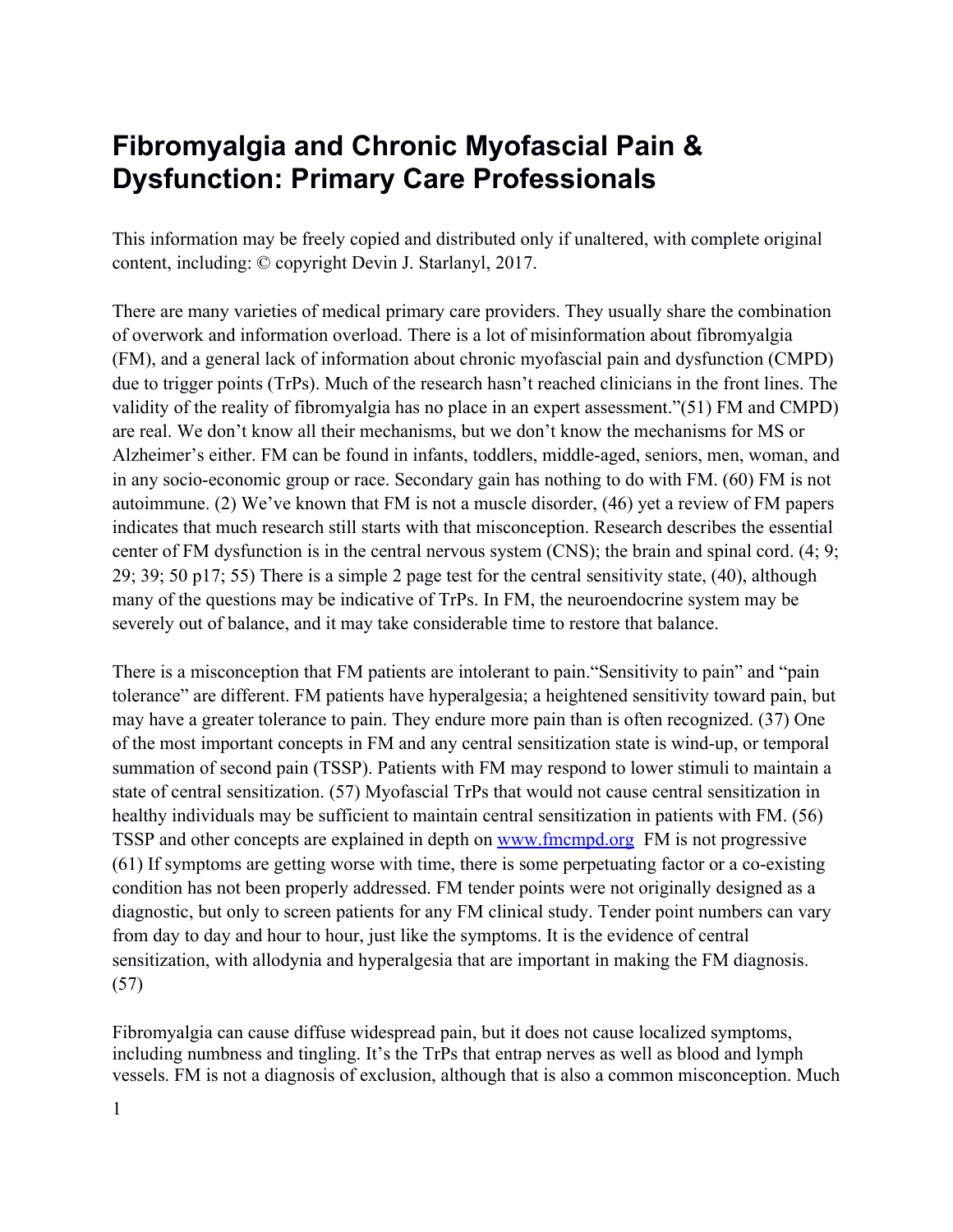# Fibromyalgia and Chronic Myofascial Pain & Dysfunction: Primary Care Professionals

This information may be freely copied and distributed only if unaltered, with complete original content, including: © copyright Devin J. Starlanyl, 2017.

There are many varieties of medical primary care providers. They usually share the combination of overwork and information overload. There is a lot of misinformation about fibromyalgia (FM), and a general lack of information about chronic myofascial pain and dysfunction (CMPD) due to trigger points (TrPs). Much of the research hasn't reached clinicians in the front lines. The validity of the reality of fibromyalgia has no place in an expert assessment."(51) FM and CMPD) are real. We don't know all their mechanisms, but we don't know the mechanisms for MS or Alzheimer's either. FM can be found in infants, toddlers, middle-aged, seniors, men, woman, and in any socio-economic group or race. Secondary gain has nothing to do with FM. (60) FM is not autoimmune. (2) We've known that FM is not a muscle disorder, (46) yet a review of FM papers indicates that much research still starts with that misconception. Research describes the essential center of FM dysfunction is in the central nervous system (CNS); the brain and spinal cord. (4; 9; 29; 39; 50 p17; 55) There is a simple 2 page test for the central sensitivity state, (40), although many of the questions may be indicative of TrPs. In FM, the neuroendocrine system may be severely out of balance, and it may take considerable time to restore that balance.

There is a misconception that FM patients are intolerant to pain."Sensitivity to pain" and "pain tolerance" are different. FM patients have hyperalgesia; a heightened sensitivity toward pain, but may have a greater tolerance to pain. They endure more pain than is often recognized. (37) One of the most important concepts in FM and any central sensitization state is wind-up, or temporal summation of second pain (TSSP). Patients with FM may respond to lower stimuli to maintain a state of central sensitization. (57) Myofascial TrPs that would not cause central sensitization in healthy individuals may be sufficient to maintain central sensitization in patients with FM. (56) TSSP and other concepts are explained in depth on [www.fmcmpd.org](http://www.fmcmpd.org) FM is not progressive (61) If symptoms are getting worse with time, there is some perpetuating factor or a co-existing condition has not been properly addressed. FM tender points were not originally designed as a diagnostic, but only to screen patients for any FM clinical study. Tender point numbers can vary from day to day and hour to hour, just like the symptoms. It is the evidence of central sensitization, with allodynia and hyperalgesia that are important in making the FM diagnosis. (57)

Fibromyalgia can cause diffuse widespread pain, but it does not cause localized symptoms, including numbness and tingling. It's the TrPs that entrap nerves as well as blood and lymph vessels. FM is not a diagnosis of exclusion, although that is also a common misconception. Much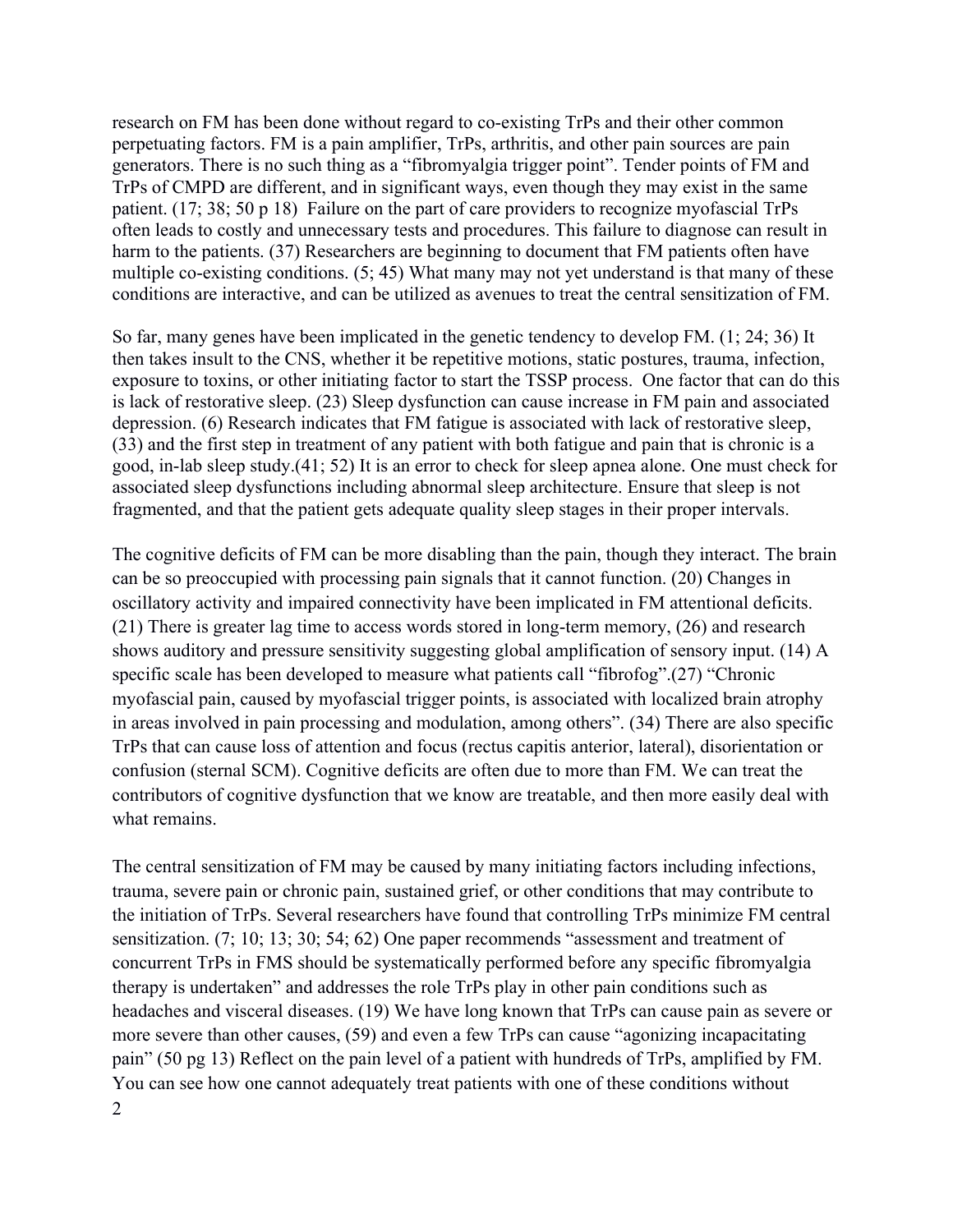research on FM has been done without regard to co-existing TrPs and their other common perpetuating factors. FM is a pain amplifier, TrPs, arthritis, and other pain sources are pain generators. There is no such thing as a "fibromyalgia trigger point". Tender points of FM and TrPs of CMPD are different, and in significant ways, even though they may exist in the same patient. (17; 38; 50 p 18) Failure on the part of care providers to recognize myofascial TrPs often leads to costly and unnecessary tests and procedures. This failure to diagnose can result in harm to the patients. (37) Researchers are beginning to document that FM patients often have multiple co-existing conditions. (5; 45) What many may not yet understand is that many of these conditions are interactive, and can be utilized as avenues to treat the central sensitization of FM.

So far, many genes have been implicated in the genetic tendency to develop FM. (1; 24; 36) It then takes insult to the CNS, whether it be repetitive motions, static postures, trauma, infection, exposure to toxins, or other initiating factor to start the TSSP process. One factor that can do this is lack of restorative sleep. (23) Sleep dysfunction can cause increase in FM pain and associated depression. (6) Research indicates that FM fatigue is associated with lack of restorative sleep, (33) and the first step in treatment of any patient with both fatigue and pain that is chronic is a good, in-lab sleep study.(41; 52) It is an error to check for sleep apnea alone. One must check for associated sleep dysfunctions including abnormal sleep architecture. Ensure that sleep is not fragmented, and that the patient gets adequate quality sleep stages in their proper intervals.

The cognitive deficits of FM can be more disabling than the pain, though they interact. The brain can be so preoccupied with processing pain signals that it cannot function. (20) Changes in oscillatory activity and impaired connectivity have been implicated in FM attentional deficits. (21) There is greater lag time to access words stored in long-term memory, (26) and research shows auditory and pressure sensitivity suggesting global amplification of sensory input. (14) A specific scale has been developed to measure what patients call "fibrofog".(27) "Chronic myofascial pain, caused by myofascial trigger points, is associated with localized brain atrophy in areas involved in pain processing and modulation, among others". (34) There are also specific TrPs that can cause loss of attention and focus (rectus capitis anterior, lateral), disorientation or confusion (sternal SCM). Cognitive deficits are often due to more than FM. We can treat the contributors of cognitive dysfunction that we know are treatable, and then more easily deal with what remains.

The central sensitization of FM may be caused by many initiating factors including infections, trauma, severe pain or chronic pain, sustained grief, or other conditions that may contribute to the initiation of TrPs. Several researchers have found that controlling TrPs minimize FM central sensitization. (7; 10; 13; 30; 54; 62) One paper recommends "assessment and treatment of concurrent TrPs in FMS should be systematically performed before any specific fibromyalgia therapy is undertaken" and addresses the role TrPs play in other pain conditions such as headaches and visceral diseases. (19) We have long known that TrPs can cause pain as severe or more severe than other causes, (59) and even a few TrPs can cause "agonizing incapacitating pain" (50 pg 13) Reflect on the pain level of a patient with hundreds of TrPs, amplified by FM. You can see how one cannot adequately treat patients with one of these conditions without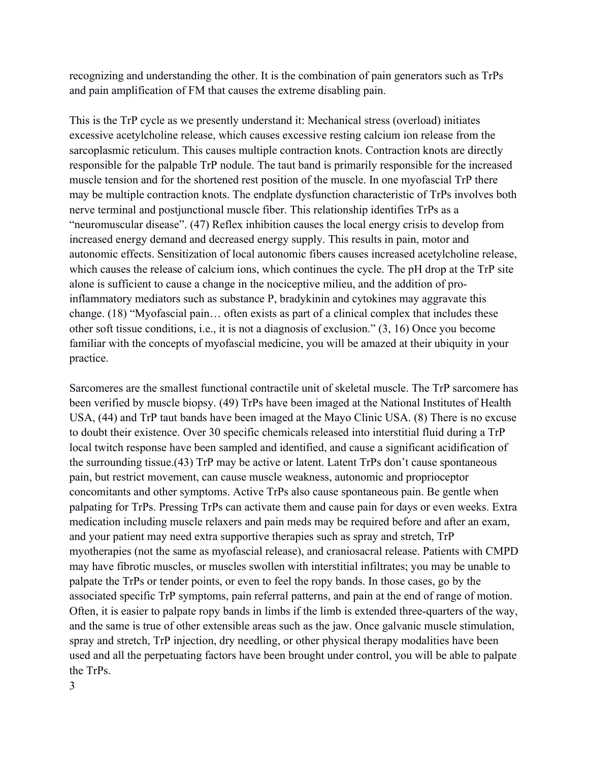recognizing and understanding the other. It is the combination of pain generators such as TrPs and pain amplification of FM that causes the extreme disabling pain.

This is the TrP cycle as we presently understand it: Mechanical stress (overload) initiates excessive acetylcholine release, which causes excessive resting calcium ion release from the sarcoplasmic reticulum. This causes multiple contraction knots. Contraction knots are directly responsible for the palpable TrP nodule. The taut band is primarily responsible for the increased muscle tension and for the shortened rest position of the muscle. In one myofascial TrP there may be multiple contraction knots. The endplate dysfunction characteristic of TrPs involves both nerve terminal and postjunctional muscle fiber. This relationship identifies TrPs as a "neuromuscular disease". (47) Reflex inhibition causes the local energy crisis to develop from increased energy demand and decreased energy supply. This results in pain, motor and autonomic effects. Sensitization of local autonomic fibers causes increased acetylcholine release, which causes the release of calcium ions, which continues the cycle. The pH drop at the TrP site alone is sufficient to cause a change in the nociceptive milieu, and the addition of pro-inflammatory mediators such as substance P, bradykinin and cytokines may aggravate this change. (18) "Myofascial pain… often exists as part of a clinical complex that includes these other soft tissue conditions, i.e., it is not a diagnosis of exclusion." (3, 16) Once you become familiar with the concepts of myofascial medicine, you will be amazed at their ubiquity in your practice.

Sarcomeres are the smallest functional contractile unit of skeletal muscle. The TrP sarcomere has been verified by muscle biopsy. (49) TrPs have been imaged at the National Institutes of Health USA, (44) and TrP taut bands have been imaged at the Mayo Clinic USA. (8) There is no excuse to doubt their existence. Over 30 specific chemicals released into interstitial fluid during a TrP local twitch response have been sampled and identified, and cause a significant acidification of the surrounding tissue.(43) TrP may be active or latent. Latent TrPs don't cause spontaneous pain, but restrict movement, can cause muscle weakness, autonomic and proprioceptor concomitants and other symptoms. Active TrPs also cause spontaneous pain. Be gentle when palpating for TrPs. Pressing TrPs can activate them and cause pain for days or even weeks. Extra medication including muscle relaxers and pain meds may be required before and after an exam, and your patient may need extra supportive therapies such as spray and stretch, TrP myotherapies (not the same as myofascial release), and craniosacral release. Patients with CMPD may have fibrotic muscles, or muscles swollen with interstitial infiltrates; you may be unable to palpate the TrPs or tender points, or even to feel the ropy bands. In those cases, go by the associated specific TrP symptoms, pain referral patterns, and pain at the end of range of motion. Often, it is easier to palpate ropy bands in limbs if the limb is extended three-quarters of the way, and the same is true of other extensible areas such as the jaw. Once galvanic muscle stimulation, spray and stretch, TrP injection, dry needling, or other physical therapy modalities have been used and all the perpetuating factors have been brought under control, you will be able to palpate the TrPs.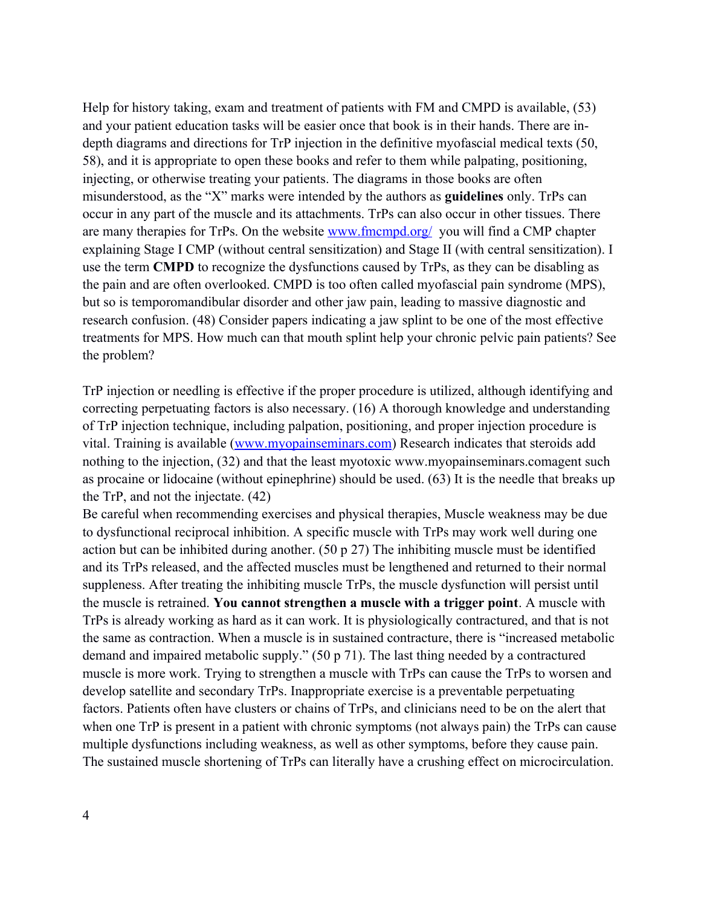Help for history taking, exam and treatment of patients with FM and CMPD is available, (53) and your patient education tasks will be easier once that book is in their hands. There are in-depth diagrams and directions for TrP injection in the definitive myofascial medical texts (50, 58), and it is appropriate to open these books and refer to them while palpating, positioning, injecting, or otherwise treating your patients. The diagrams in those books are often misunderstood, as the "X" marks were intended by the authors as **guidelines** only. TrPs can occur in any part of the muscle and its attachments. TrPs can also occur in other tissues. There are many therapies for TrPs. On the website [www.fmcmpd.org/](www.fmcmpd.org/) you will find a CMP chapter explaining Stage I CMP (without central sensitization) and Stage II (with central sensitization). I use the term **CMPD** to recognize the dysfunctions caused by TrPs, as they can be disabling as the pain and are often overlooked. CMPD is too often called myofascial pain syndrome (MPS), but so is temporomandibular disorder and other jaw pain, leading to massive diagnostic and research confusion. (48) Consider papers indicating a jaw splint to be one of the most effective treatments for MPS. How much can that mouth splint help your chronic pelvic pain patients? See the problem?

TrP injection or needling is effective if the proper procedure is utilized, although identifying and correcting perpetuating factors is also necessary. (16) A thorough knowledge and understanding of TrP injection technique, including palpation, positioning, and proper injection procedure is vital. Training is available ([www.myopainseminars.com](www.myopainseminars.com)) Research indicates that steroids add nothing to the injection, (32) and that the least myotoxic www.myopainseminars.comagent such as procaine or lidocaine (without epinephrine) should be used. (63) It is the needle that breaks up the TrP, and not the injectate. (42)

Be careful when recommending exercises and physical therapies, Muscle weakness may be due to dysfunctional reciprocal inhibition. A specific muscle with TrPs may work well during one action but can be inhibited during another. (50 p 27) The inhibiting muscle must be identified and its TrPs released, and the affected muscles must be lengthened and returned to their normal suppleness. After treating the inhibiting muscle TrPs, the muscle dysfunction will persist until the muscle is retrained. **You cannot strengthen a muscle with a trigger point**. A muscle with TrPs is already working as hard as it can work. It is physiologically contractured, and that is not the same as contraction. When a muscle is in sustained contracture, there is "increased metabolic demand and impaired metabolic supply." (50 p 71). The last thing needed by a contractured muscle is more work. Trying to strengthen a muscle with TrPs can cause the TrPs to worsen and develop satellite and secondary TrPs. Inappropriate exercise is a preventable perpetuating factors. Patients often have clusters or chains of TrPs, and clinicians need to be on the alert that when one TrP is present in a patient with chronic symptoms (not always pain) the TrPs can cause multiple dysfunctions including weakness, as well as other symptoms, before they cause pain. The sustained muscle shortening of TrPs can literally have a crushing effect on microcirculation.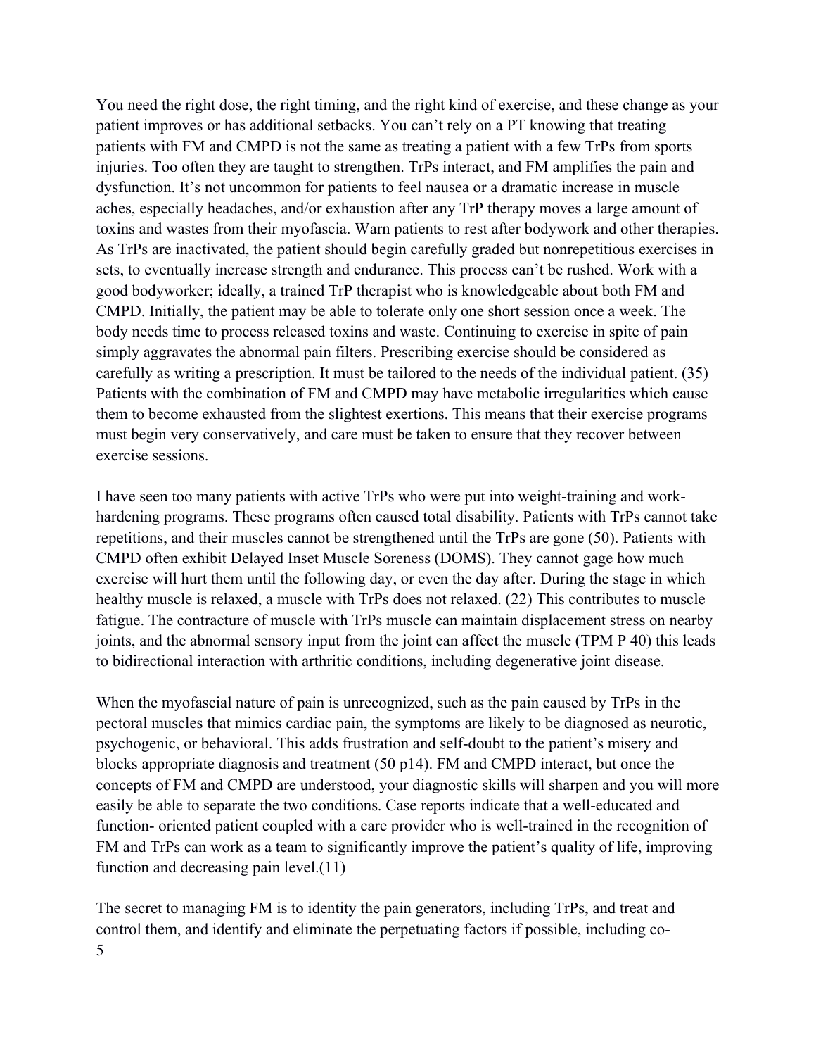You need the right dose, the right timing, and the right kind of exercise, and these change as your patient improves or has additional setbacks. You can't rely on a PT knowing that treating patients with FM and CMPD is not the same as treating a patient with a few TrPs from sports injuries. Too often they are taught to strengthen. TrPs interact, and FM amplifies the pain and dysfunction. It's not uncommon for patients to feel nausea or a dramatic increase in muscle aches, especially headaches, and/or exhaustion after any TrP therapy moves a large amount of toxins and wastes from their myofascia. Warn patients to rest after bodywork and other therapies. As TrPs are inactivated, the patient should begin carefully graded but nonrepetitious exercises in sets, to eventually increase strength and endurance. This process can't be rushed. Work with a good bodyworker; ideally, a trained TrP therapist who is knowledgeable about both FM and CMPD. Initially, the patient may be able to tolerate only one short session once a week. The body needs time to process released toxins and waste. Continuing to exercise in spite of pain simply aggravates the abnormal pain filters. Prescribing exercise should be considered as carefully as writing a prescription. It must be tailored to the needs of the individual patient. (35) Patients with the combination of FM and CMPD may have metabolic irregularities which cause them to become exhausted from the slightest exertions. This means that their exercise programs must begin very conservatively, and care must be taken to ensure that they recover between exercise sessions.

I have seen too many patients with active TrPs who were put into weight-training and work-hardening programs. These programs often caused total disability. Patients with TrPs cannot take repetitions, and their muscles cannot be strengthened until the TrPs are gone (50). Patients with CMPD often exhibit Delayed Inset Muscle Soreness (DOMS). They cannot gage how much exercise will hurt them until the following day, or even the day after. During the stage in which healthy muscle is relaxed, a muscle with TrPs does not relaxed. (22) This contributes to muscle fatigue. The contracture of muscle with TrPs muscle can maintain displacement stress on nearby joints, and the abnormal sensory input from the joint can affect the muscle (TPM P 40) this leads to bidirectional interaction with arthritic conditions, including degenerative joint disease.

When the myofascial nature of pain is unrecognized, such as the pain caused by TrPs in the pectoral muscles that mimics cardiac pain, the symptoms are likely to be diagnosed as neurotic, psychogenic, or behavioral. This adds frustration and self-doubt to the patient's misery and blocks appropriate diagnosis and treatment (50 p14). FM and CMPD interact, but once the concepts of FM and CMPD are understood, your diagnostic skills will sharpen and you will more easily be able to separate the two conditions. Case reports indicate that a well-educated and function- oriented patient coupled with a care provider who is well-trained in the recognition of FM and TrPs can work as a team to significantly improve the patient's quality of life, improving function and decreasing pain level.(11)

The secret to managing FM is to identity the pain generators, including TrPs, and treat and control them, and identify and eliminate the perpetuating factors if possible, including co-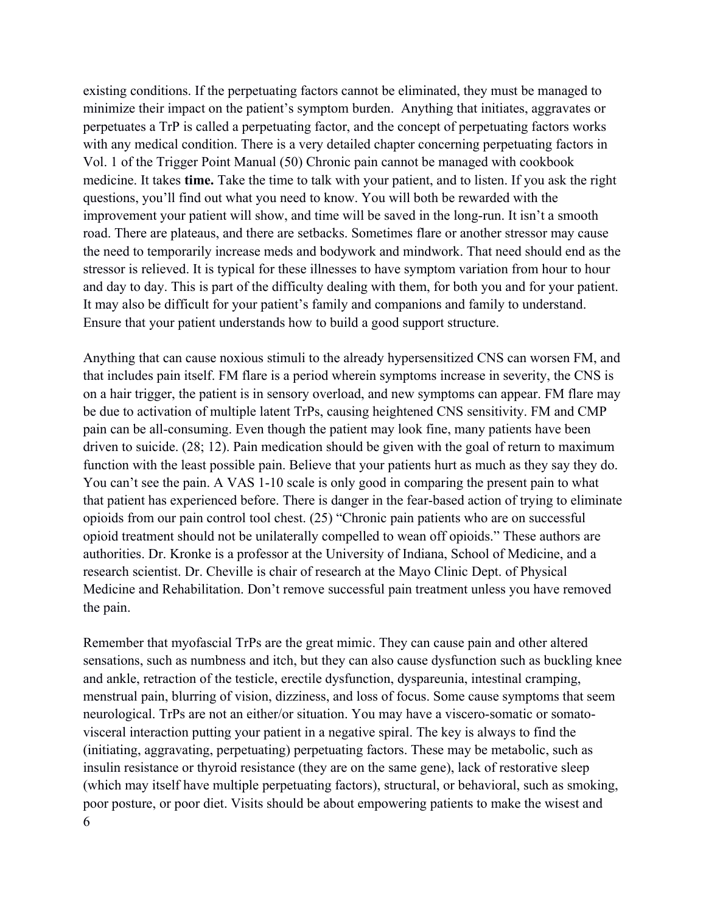existing conditions. If the perpetuating factors cannot be eliminated, they must be managed to minimize their impact on the patient's symptom burden. Anything that initiates, aggravates or perpetuates a TrP is called a perpetuating factor, and the concept of perpetuating factors works with any medical condition. There is a very detailed chapter concerning perpetuating factors in Vol. 1 of the Trigger Point Manual (50) Chronic pain cannot be managed with cookbook medicine. It takes **time.** Take the time to talk with your patient, and to listen. If you ask the right questions, you'll find out what you need to know. You will both be rewarded with the improvement your patient will show, and time will be saved in the long-run. It isn't a smooth road. There are plateaus, and there are setbacks. Sometimes flare or another stressor may cause the need to temporarily increase meds and bodywork and mindwork. That need should end as the stressor is relieved. It is typical for these illnesses to have symptom variation from hour to hour and day to day. This is part of the difficulty dealing with them, for both you and for your patient. It may also be difficult for your patient's family and companions and family to understand. Ensure that your patient understands how to build a good support structure.

Anything that can cause noxious stimuli to the already hypersensitized CNS can worsen FM, and that includes pain itself. FM flare is a period wherein symptoms increase in severity, the CNS is on a hair trigger, the patient is in sensory overload, and new symptoms can appear. FM flare may be due to activation of multiple latent TrPs, causing heightened CNS sensitivity. FM and CMP pain can be all-consuming. Even though the patient may look fine, many patients have been driven to suicide. (28; 12). Pain medication should be given with the goal of return to maximum function with the least possible pain. Believe that your patients hurt as much as they say they do. You can't see the pain. A VAS 1-10 scale is only good in comparing the present pain to what that patient has experienced before. There is danger in the fear-based action of trying to eliminate opioids from our pain control tool chest. (25) "Chronic pain patients who are on successful opioid treatment should not be unilaterally compelled to wean off opioids." These authors are authorities. Dr. Kronke is a professor at the University of Indiana, School of Medicine, and a research scientist. Dr. Cheville is chair of research at the Mayo Clinic Dept. of Physical Medicine and Rehabilitation. Don't remove successful pain treatment unless you have removed the pain.

Remember that myofascial TrPs are the great mimic. They can cause pain and other altered sensations, such as numbness and itch, but they can also cause dysfunction such as buckling knee and ankle, retraction of the testicle, erectile dysfunction, dyspareunia, intestinal cramping, menstrual pain, blurring of vision, dizziness, and loss of focus. Some cause symptoms that seem neurological. TrPs are not an either/or situation. You may have a viscero-somatic or somato-visceral interaction putting your patient in a negative spiral. The key is always to find the (initiating, aggravating, perpetuating) perpetuating factors. These may be metabolic, such as insulin resistance or thyroid resistance (they are on the same gene), lack of restorative sleep (which may itself have multiple perpetuating factors), structural, or behavioral, such as smoking, poor posture, or poor diet. Visits should be about empowering patients to make the wisest and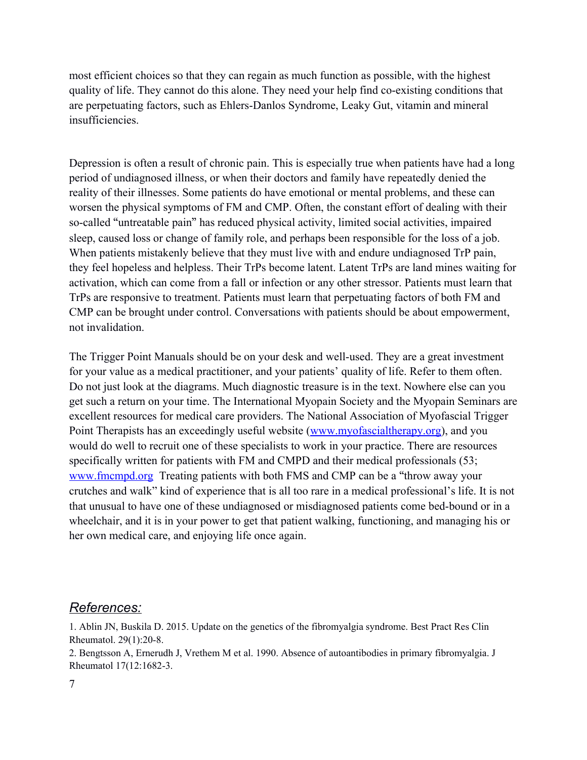most efficient choices so that they can regain as much function as possible, with the highest quality of life. They cannot do this alone. They need your help find co-existing conditions that are perpetuating factors, such as Ehlers-Danlos Syndrome, Leaky Gut, vitamin and mineral insufficiencies.

Depression is often a result of chronic pain. This is especially true when patients have had a long period of undiagnosed illness, or when their doctors and family have repeatedly denied the reality of their illnesses. Some patients do have emotional or mental problems, and these can worsen the physical symptoms of FM and CMP. Often, the constant effort of dealing with their so-called "untreatable pain" has reduced physical activity, limited social activities, impaired sleep, caused loss or change of family role, and perhaps been responsible for the loss of a job. When patients mistakenly believe that they must live with and endure undiagnosed TrP pain, they feel hopeless and helpless. Their TrPs become latent. Latent TrPs are land mines waiting for activation, which can come from a fall or infection or any other stressor. Patients must learn that TrPs are responsive to treatment. Patients must learn that perpetuating factors of both FM and CMP can be brought under control. Conversations with patients should be about empowerment, not invalidation.

The Trigger Point Manuals should be on your desk and well-used. They are a great investment for your value as a medical practitioner, and your patients' quality of life. Refer to them often. Do not just look at the diagrams. Much diagnostic treasure is in the text. Nowhere else can you get such a return on your time. The International Myopain Society and the Myopain Seminars are excellent resources for medical care providers. The National Association of Myofascial Trigger Point Therapists has an exceedingly useful website ([www.myofascialtherapy.org](http://www.myofascialtherapy.org)), and you would do well to recruit one of these specialists to work in your practice. There are resources specifically written for patients with FM and CMPD and their medical professionals (53; [www.fmcmpd.org](http://www.fmcmpd.org)  Treating patients with both FMS and CMP can be a "throw away your crutches and walk" kind of experience that is all too rare in a medical professional's life. It is not that unusual to have one of these undiagnosed or misdiagnosed patients come bed-bound or in a wheelchair, and it is in your power to get that patient walking, functioning, and managing his or her own medical care, and enjoying life once again.

## *References:*

1. Ablin JN, Buskila D. 2015. Update on the genetics of the fibromyalgia syndrome. Best Pract Res Clin Rheumatol. 29(1):20-8.
2. Bengtsson A, Ernerudh J, Vrethem M et al. 1990. Absence of autoantibodies in primary fibromyalgia. J Rheumatol 17(12:1682-3.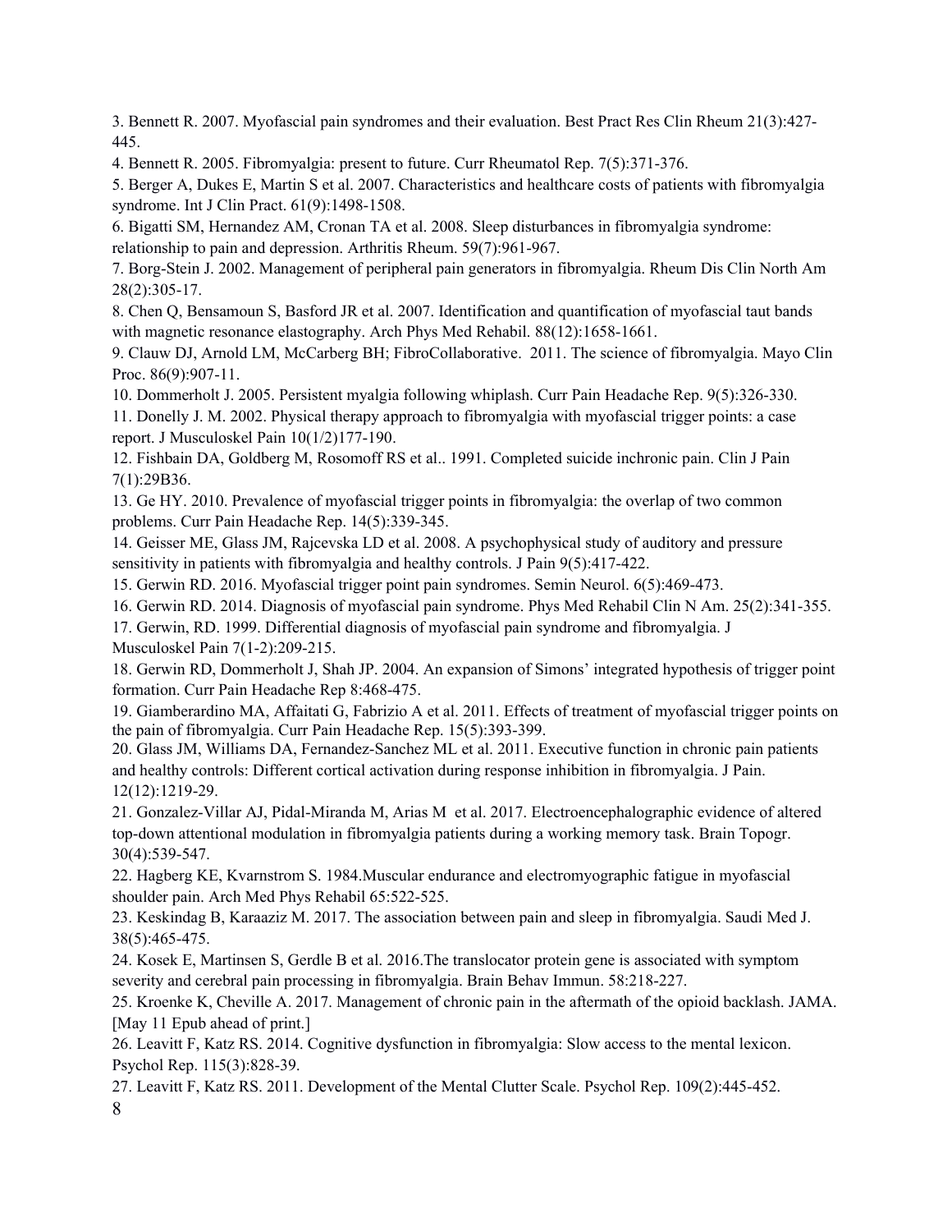3. Bennett R. 2007. Myofascial pain syndromes and their evaluation. Best Pract Res Clin Rheum 21(3):427-445.

4. Bennett R. 2005. Fibromyalgia: present to future. Curr Rheumatol Rep. 7(5):371-376.

5. Berger A, Dukes E, Martin S et al. 2007. Characteristics and healthcare costs of patients with fibromyalgia syndrome. Int J Clin Pract. 61(9):1498-1508.

6. Bigatti SM, Hernandez AM, Cronan TA et al. 2008. Sleep disturbances in fibromyalgia syndrome: relationship to pain and depression. Arthritis Rheum. 59(7):961-967.

7. Borg-Stein J. 2002. Management of peripheral pain generators in fibromyalgia. Rheum Dis Clin North Am 28(2):305-17.

8. Chen Q, Bensamoun S, Basford JR et al. 2007. Identification and quantification of myofascial taut bands with magnetic resonance elastography. Arch Phys Med Rehabil. 88(12):1658-1661.

9. Clauw DJ, Arnold LM, McCarberg BH; FibroCollaborative. 2011. The science of fibromyalgia. Mayo Clin Proc. 86(9):907-11.

10. Dommerholt J. 2005. Persistent myalgia following whiplash. Curr Pain Headache Rep. 9(5):326-330.

11. Donelly J. M. 2002. Physical therapy approach to fibromyalgia with myofascial trigger points: a case report. J Musculoskel Pain 10(1/2)177-190.

12. Fishbain DA, Goldberg M, Rosomoff RS et al.. 1991. Completed suicide inchronic pain. Clin J Pain 7(1):29B36.

13. Ge HY. 2010. Prevalence of myofascial trigger points in fibromyalgia: the overlap of two common problems. Curr Pain Headache Rep. 14(5):339-345.

14. Geisser ME, Glass JM, Rajcevska LD et al. 2008. A psychophysical study of auditory and pressure sensitivity in patients with fibromyalgia and healthy controls. J Pain 9(5):417-422.

15. Gerwin RD. 2016. Myofascial trigger point pain syndromes. Semin Neurol. 6(5):469-473.

16. Gerwin RD. 2014. Diagnosis of myofascial pain syndrome. Phys Med Rehabil Clin N Am. 25(2):341-355.

17. Gerwin, RD. 1999. Differential diagnosis of myofascial pain syndrome and fibromyalgia. J Musculoskel Pain 7(1-2):209-215.

18. Gerwin RD, Dommerholt J, Shah JP. 2004. An expansion of Simons' integrated hypothesis of trigger point formation. Curr Pain Headache Rep 8:468-475.

19. Giamberardino MA, Affaitati G, Fabrizio A et al. 2011. Effects of treatment of myofascial trigger points on the pain of fibromyalgia. Curr Pain Headache Rep. 15(5):393-399.

20. Glass JM, Williams DA, Fernandez-Sanchez ML et al. 2011. Executive function in chronic pain patients and healthy controls: Different cortical activation during response inhibition in fibromyalgia. J Pain. 12(12):1219-29.

21. Gonzalez-Villar AJ, Pidal-Miranda M, Arias M et al. 2017. Electroencephalographic evidence of altered top-down attentional modulation in fibromyalgia patients during a working memory task. Brain Topogr. 30(4):539-547.

22. Hagberg KE, Kvarnstrom S. 1984.Muscular endurance and electromyographic fatigue in myofascial shoulder pain. Arch Med Phys Rehabil 65:522-525.

23. Keskindag B, Karaaziz M. 2017. The association between pain and sleep in fibromyalgia. Saudi Med J. 38(5):465-475.

24. Kosek E, Martinsen S, Gerdle B et al. 2016.The translocator protein gene is associated with symptom severity and cerebral pain processing in fibromyalgia. Brain Behav Immun. 58:218-227.

25. Kroenke K, Cheville A. 2017. Management of chronic pain in the aftermath of the opioid backlash. JAMA. [May 11 Epub ahead of print.]

26. Leavitt F, Katz RS. 2014. Cognitive dysfunction in fibromyalgia: Slow access to the mental lexicon. Psychol Rep. 115(3):828-39.

27. Leavitt F, Katz RS. 2011. Development of the Mental Clutter Scale. Psychol Rep. 109(2):445-452.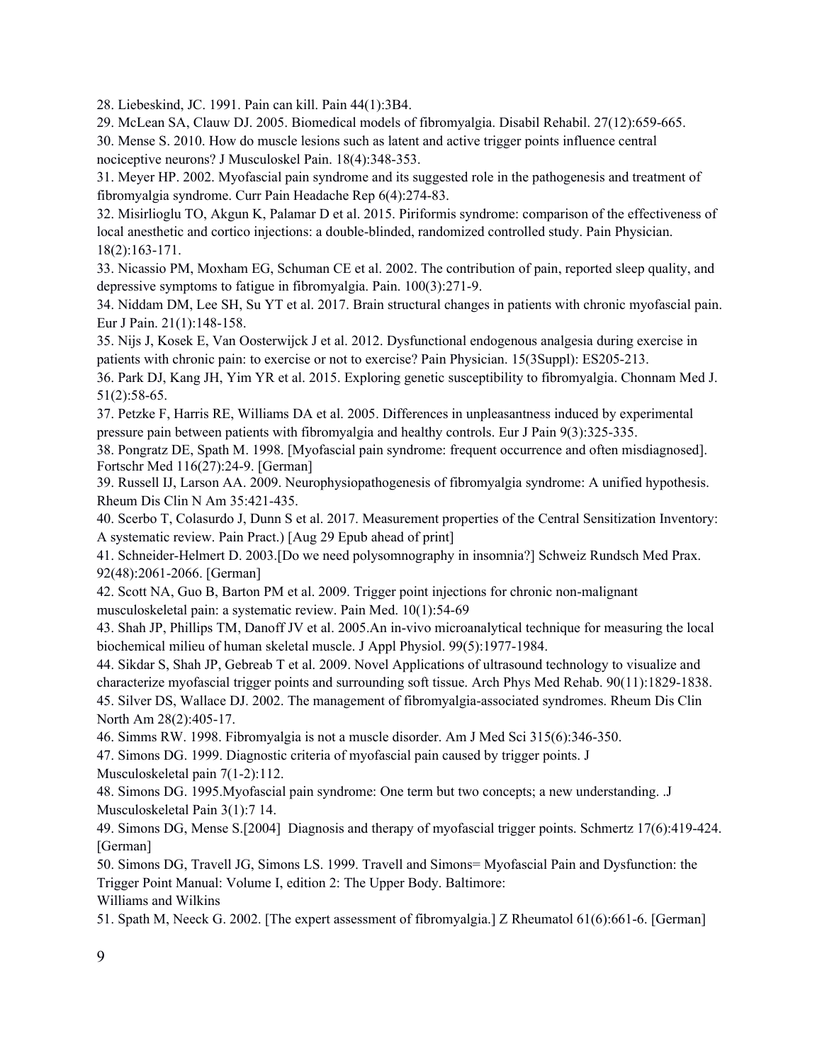28. Liebeskind, JC. 1991. Pain can kill. Pain 44(1):3B4.
29. McLean SA, Clauw DJ. 2005. Biomedical models of fibromyalgia. Disabil Rehabil. 27(12):659-665.
30. Mense S. 2010. How do muscle lesions such as latent and active trigger points influence central nociceptive neurons? J Musculoskel Pain. 18(4):348-353.
31. Meyer HP. 2002. Myofascial pain syndrome and its suggested role in the pathogenesis and treatment of fibromyalgia syndrome. Curr Pain Headache Rep 6(4):274-83.
32. Misirlioglu TO, Akgun K, Palamar D et al. 2015. Piriformis syndrome: comparison of the effectiveness of local anesthetic and cortico injections: a double-blinded, randomized controlled study. Pain Physician. 18(2):163-171.
33. Nicassio PM, Moxham EG, Schuman CE et al. 2002. The contribution of pain, reported sleep quality, and depressive symptoms to fatigue in fibromyalgia. Pain. 100(3):271-9.
34. Niddam DM, Lee SH, Su YT et al. 2017. Brain structural changes in patients with chronic myofascial pain. Eur J Pain. 21(1):148-158.
35. Nijs J, Kosek E, Van Oosterwijck J et al. 2012. Dysfunctional endogenous analgesia during exercise in patients with chronic pain: to exercise or not to exercise? Pain Physician. 15(3Suppl): ES205-213.
36. Park DJ, Kang JH, Yim YR et al. 2015. Exploring genetic susceptibility to fibromyalgia. Chonnam Med J. 51(2):58-65.
37. Petzke F, Harris RE, Williams DA et al. 2005. Differences in unpleasantness induced by experimental pressure pain between patients with fibromyalgia and healthy controls. Eur J Pain 9(3):325-335.
38. Pongratz DE, Spath M. 1998. [Myofascial pain syndrome: frequent occurrence and often misdiagnosed]. Fortschr Med 116(27):24-9. [German]
39. Russell IJ, Larson AA. 2009. Neurophysiopathogenesis of fibromyalgia syndrome: A unified hypothesis. Rheum Dis Clin N Am 35:421-435.
40. Scerbo T, Colasurdo J, Dunn S et al. 2017. Measurement properties of the Central Sensitization Inventory: A systematic review. Pain Pract.) [Aug 29 Epub ahead of print]
41. Schneider-Helmert D. 2003.[Do we need polysomnography in insomnia?] Schweiz Rundsch Med Prax. 92(48):2061-2066. [German]
42. Scott NA, Guo B, Barton PM et al. 2009. Trigger point injections for chronic non-malignant musculoskeletal pain: a systematic review. Pain Med. 10(1):54-69
43. Shah JP, Phillips TM, Danoff JV et al. 2005.An in-vivo microanalytical technique for measuring the local biochemical milieu of human skeletal muscle. J Appl Physiol. 99(5):1977-1984.
44. Sikdar S, Shah JP, Gebreab T et al. 2009. Novel Applications of ultrasound technology to visualize and characterize myofascial trigger points and surrounding soft tissue. Arch Phys Med Rehab. 90(11):1829-1838.
45. Silver DS, Wallace DJ. 2002. The management of fibromyalgia-associated syndromes. Rheum Dis Clin North Am 28(2):405-17.
46. Simms RW. 1998. Fibromyalgia is not a muscle disorder. Am J Med Sci 315(6):346-350.
47. Simons DG. 1999. Diagnostic criteria of myofascial pain caused by trigger points. J Musculoskeletal pain 7(1-2):112.
48. Simons DG. 1995.Myofascial pain syndrome: One term but two concepts; a new understanding. .J Musculoskeletal Pain 3(1):7 14.
49. Simons DG, Mense S.[2004] Diagnosis and therapy of myofascial trigger points. Schmertz 17(6):419-424. [German]
50. Simons DG, Travell JG, Simons LS. 1999. Travell and Simons= Myofascial Pain and Dysfunction: the Trigger Point Manual: Volume I, edition 2: The Upper Body. Baltimore: Williams and Wilkins
51. Spath M, Neeck G. 2002. [The expert assessment of fibromyalgia.] Z Rheumatol 61(6):661-6. [German]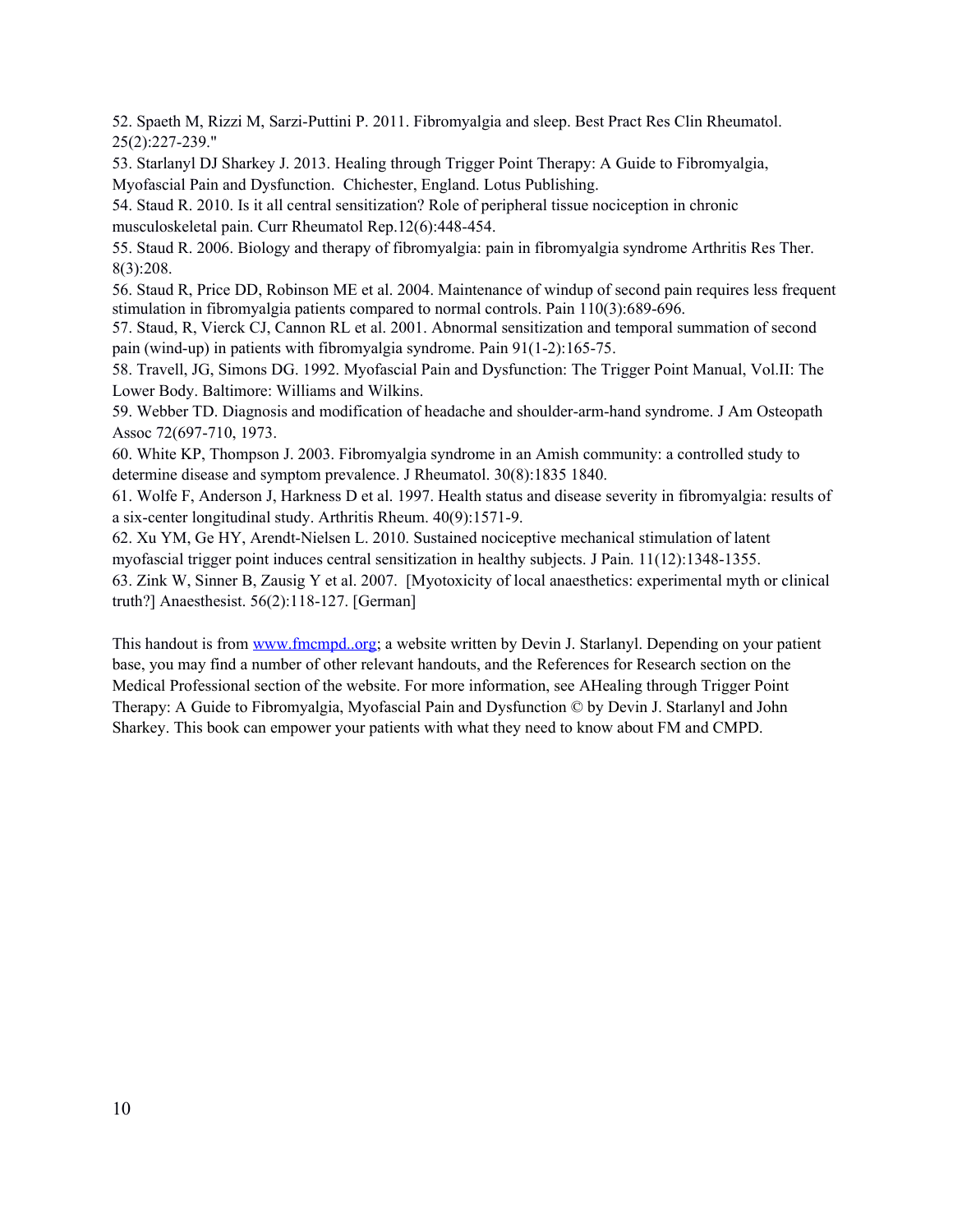52. Spaeth M, Rizzi M, Sarzi-Puttini P. 2011. Fibromyalgia and sleep. Best Pract Res Clin Rheumatol. 25(2):227-239."

53. Starlanyl DJ Sharkey J. 2013. Healing through Trigger Point Therapy: A Guide to Fibromyalgia, Myofascial Pain and Dysfunction. Chichester, England. Lotus Publishing.

54. Staud R. 2010. Is it all central sensitization? Role of peripheral tissue nociception in chronic musculoskeletal pain. Curr Rheumatol Rep.12(6):448-454.

55. Staud R. 2006. Biology and therapy of fibromyalgia: pain in fibromyalgia syndrome Arthritis Res Ther. 8(3):208.

56. Staud R, Price DD, Robinson ME et al. 2004. Maintenance of windup of second pain requires less frequent stimulation in fibromyalgia patients compared to normal controls. Pain 110(3):689-696.

57. Staud, R, Vierck CJ, Cannon RL et al. 2001. Abnormal sensitization and temporal summation of second pain (wind-up) in patients with fibromyalgia syndrome. Pain 91(1-2):165-75.

58. Travell, JG, Simons DG. 1992. Myofascial Pain and Dysfunction: The Trigger Point Manual, Vol.II: The Lower Body. Baltimore: Williams and Wilkins.

59. Webber TD. Diagnosis and modification of headache and shoulder-arm-hand syndrome. J Am Osteopath Assoc 72(697-710, 1973.

60. White KP, Thompson J. 2003. Fibromyalgia syndrome in an Amish community: a controlled study to determine disease and symptom prevalence. J Rheumatol. 30(8):1835 1840.

61. Wolfe F, Anderson J, Harkness D et al. 1997. Health status and disease severity in fibromyalgia: results of a six-center longitudinal study. Arthritis Rheum. 40(9):1571-9.

62. Xu YM, Ge HY, Arendt-Nielsen L. 2010. Sustained nociceptive mechanical stimulation of latent myofascial trigger point induces central sensitization in healthy subjects. J Pain. 11(12):1348-1355.

63. Zink W, Sinner B, Zausig Y et al. 2007. [Myotoxicity of local anaesthetics: experimental myth or clinical truth?] Anaesthesist. 56(2):118-127. [German]

This handout is from www.fmcmpd..org; a website written by Devin J. Starlanyl. Depending on your patient base, you may find a number of other relevant handouts, and the References for Research section on the Medical Professional section of the website. For more information, see AHealing through Trigger Point Therapy: A Guide to Fibromyalgia, Myofascial Pain and Dysfunction © by Devin J. Starlanyl and John Sharkey. This book can empower your patients with what they need to know about FM and CMPD.